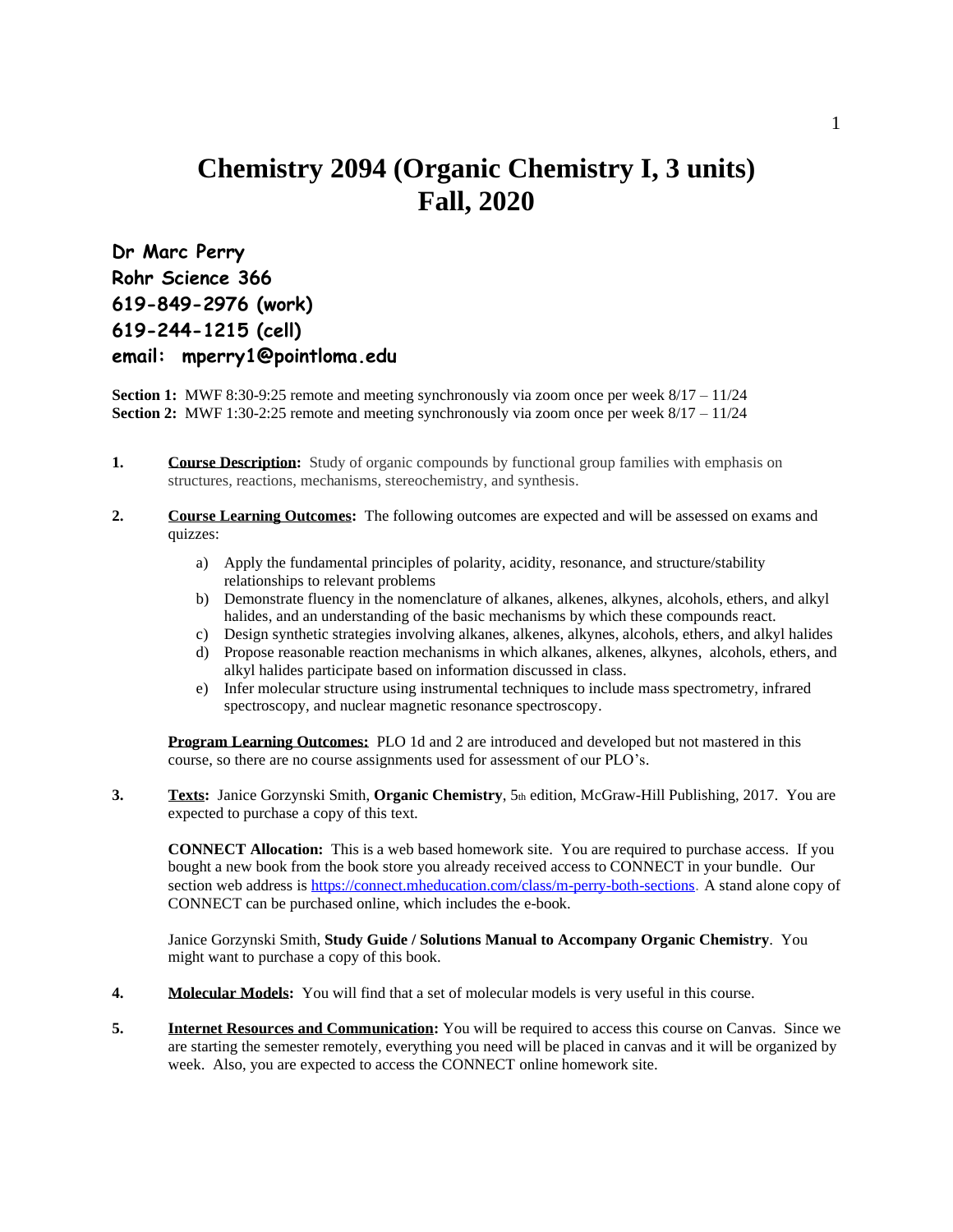# Chemistry 2094 (Organic Chemistry I, 3 units)
# Fall, 2020

**Dr Marc Perry**
**Rohr Science 366**
**619-849-2976 (work)**
**619-244-1215 (cell)**
**email: mperry1@pointloma.edu**

**Section 1:** MWF 8:30-9:25 remote and meeting synchronously via zoom once per week 8/17 – 11/24
**Section 2:** MWF 1:30-2:25 remote and meeting synchronously via zoom once per week 8/17 – 11/24

**1.** **Course Description:** Study of organic compounds by functional group families with emphasis on structures, reactions, mechanisms, stereochemistry, and synthesis.

**2.** **Course Learning Outcomes:** The following outcomes are expected and will be assessed on exams and quizzes:

a) Apply the fundamental principles of polarity, acidity, resonance, and structure/stability relationships to relevant problems
b) Demonstrate fluency in the nomenclature of alkanes, alkenes, alkynes, alcohols, ethers, and alkyl halides, and an understanding of the basic mechanisms by which these compounds react.
c) Design synthetic strategies involving alkanes, alkenes, alkynes, alcohols, ethers, and alkyl halides
d) Propose reasonable reaction mechanisms in which alkanes, alkenes, alkynes, alcohols, ethers, and alkyl halides participate based on information discussed in class.
e) Infer molecular structure using instrumental techniques to include mass spectrometry, infrared spectroscopy, and nuclear magnetic resonance spectroscopy.

**Program Learning Outcomes:** PLO 1d and 2 are introduced and developed but not mastered in this course, so there are no course assignments used for assessment of our PLO's.

**3.** **Texts:** Janice Gorzynski Smith, **Organic Chemistry**, 5th edition, McGraw-Hill Publishing, 2017. You are expected to purchase a copy of this text.

**CONNECT Allocation:** This is a web based homework site. You are required to purchase access. If you bought a new book from the book store you already received access to CONNECT in your bundle. Our section web address is https://connect.mheducation.com/class/m-perry-both-sections. A stand alone copy of CONNECT can be purchased online, which includes the e-book.

Janice Gorzynski Smith, **Study Guide / Solutions Manual to Accompany Organic Chemistry**. You might want to purchase a copy of this book.

**4.** **Molecular Models:** You will find that a set of molecular models is very useful in this course.

**5.** **Internet Resources and Communication:** You will be required to access this course on Canvas. Since we are starting the semester remotely, everything you need will be placed in canvas and it will be organized by week. Also, you are expected to access the CONNECT online homework site.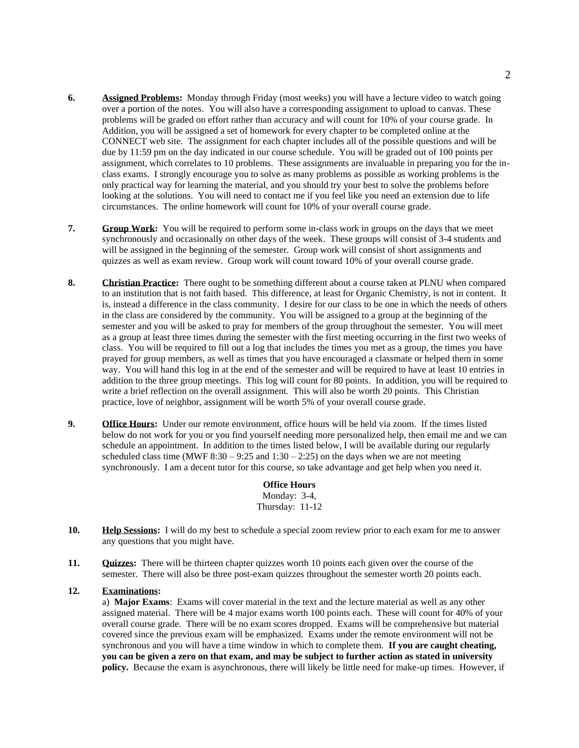6. **<u>Assigned Problems</u>:** Monday through Friday (most weeks) you will have a lecture video to watch going over a portion of the notes. You will also have a corresponding assignment to upload to canvas. These problems will be graded on effort rather than accuracy and will count for 10% of your course grade. In Addition, you will be assigned a set of homework for every chapter to be completed online at the CONNECT web site. The assignment for each chapter includes all of the possible questions and will be due by 11:59 pm on the day indicated in our course schedule. You will be graded out of 100 points per assignment, which correlates to 10 problems. These assignments are invaluable in preparing you for the in-class exams. I strongly encourage you to solve as many problems as possible as working problems is the only practical way for learning the material, and you should try your best to solve the problems before looking at the solutions. You will need to contact me if you feel like you need an extension due to life circumstances. The online homework will count for 10% of your overall course grade.

7. **<u>Group Work</u>:** You will be required to perform some in-class work in groups on the days that we meet synchronously and occasionally on other days of the week. These groups will consist of 3-4 students and will be assigned in the beginning of the semester. Group work will consist of short assignments and quizzes as well as exam review. Group work will count toward 10% of your overall course grade.

8. **<u>Christian Practice</u>:** There ought to be something different about a course taken at PLNU when compared to an institution that is not faith based. This difference, at least for Organic Chemistry, is not in content. It is, instead a difference in the class community. I desire for our class to be one in which the needs of others in the class are considered by the community. You will be assigned to a group at the beginning of the semester and you will be asked to pray for members of the group throughout the semester. You will meet as a group at least three times during the semester with the first meeting occurring in the first two weeks of class. You will be required to fill out a log that includes the times you met as a group, the times you have prayed for group members, as well as times that you have encouraged a classmate or helped them in some way. You will hand this log in at the end of the semester and will be required to have at least 10 entries in addition to the three group meetings. This log will count for 80 points. In addition, you will be required to write a brief reflection on the overall assignment. This will also be worth 20 points. This Christian practice, love of neighbor, assignment will be worth 5% of your overall course grade.

9. **<u>Office Hours</u>:** Under our remote environment, office hours will be held via zoom. If the times listed below do not work for you or you find yourself needing more personalized help, then email me and we can schedule an appointment. In addition to the times listed below, I will be available during our regularly scheduled class time (MWF 8:30 – 9:25 and 1:30 – 2:25) on the days when we are not meeting synchronously. I am a decent tutor for this course, so take advantage and get help when you need it.

   **Office Hours**
   Monday: 3-4,
   Thursday: 11-12

10. **<u>Help Sessions</u>:** I will do my best to schedule a special zoom review prior to each exam for me to answer any questions that you might have.

11. **<u>Quizzes</u>:** There will be thirteen chapter quizzes worth 10 points each given over the course of the semester. There will also be three post-exam quizzes throughout the semester worth 20 points each.

12. **<u>Examinations</u>:**

    a) **Major Exams**: Exams will cover material in the text and the lecture material as well as any other assigned material. There will be 4 major exams worth 100 points each. These will count for 40% of your overall course grade. There will be no exam scores dropped. Exams will be comprehensive but material covered since the previous exam will be emphasized. Exams under the remote environment will not be synchronous and you will have a time window in which to complete them. **If you are caught cheating, you can be given a zero on that exam, and may be subject to further action as stated in university policy.** Because the exam is asynchronous, there will likely be little need for make-up times. However, if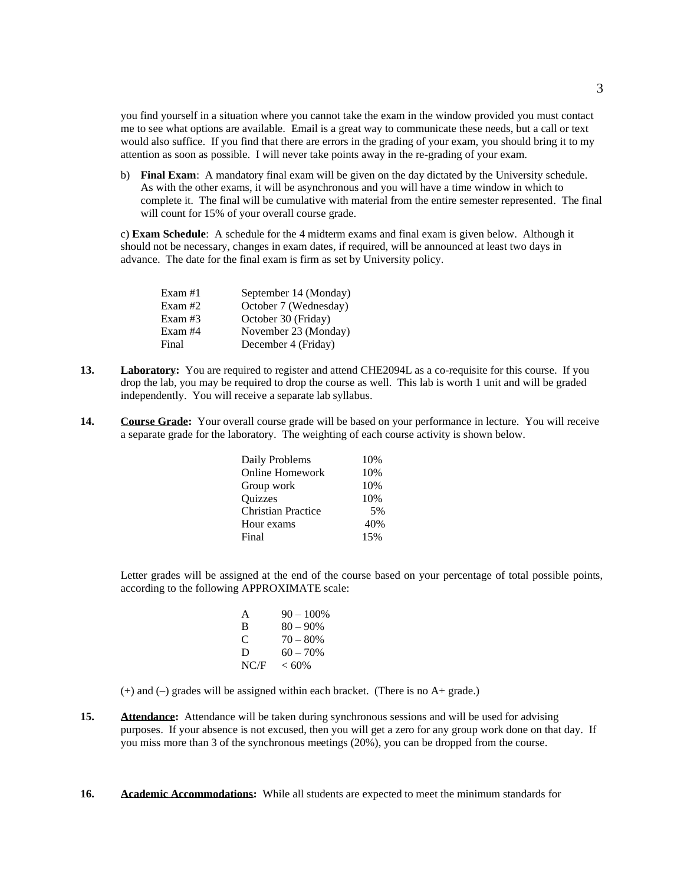you find yourself in a situation where you cannot take the exam in the window provided you must contact me to see what options are available. Email is a great way to communicate these needs, but a call or text would also suffice. If you find that there are errors in the grading of your exam, you should bring it to my attention as soon as possible. I will never take points away in the re-grading of your exam.

b) **Final Exam**: A mandatory final exam will be given on the day dictated by the University schedule. As with the other exams, it will be asynchronous and you will have a time window in which to complete it. The final will be cumulative with material from the entire semester represented. The final will count for 15% of your overall course grade.

c) **Exam Schedule**: A schedule for the 4 midterm exams and final exam is given below. Although it should not be necessary, changes in exam dates, if required, will be announced at least two days in advance. The date for the final exam is firm as set by University policy.

| | |
|---|---|
| Exam #1 | September 14 (Monday) |
| Exam #2 | October 7 (Wednesday) |
| Exam #3 | October 30 (Friday) |
| Exam #4 | November 23 (Monday) |
| Final | December 4 (Friday) |

**13.** **Laboratory:** You are required to register and attend CHE2094L as a co-requisite for this course. If you drop the lab, you may be required to drop the course as well. This lab is worth 1 unit and will be graded independently. You will receive a separate lab syllabus.

**14.** **Course Grade:** Your overall course grade will be based on your performance in lecture. You will receive a separate grade for the laboratory. The weighting of each course activity is shown below.

| | |
|---|---|
| Daily Problems | 10% |
| Online Homework | 10% |
| Group work | 10% |
| Quizzes | 10% |
| Christian Practice | 5% |
| Hour exams | 40% |
| Final | 15% |

Letter grades will be assigned at the end of the course based on your percentage of total possible points, according to the following APPROXIMATE scale:

| | |
|---|---|
| A | 90 – 100% |
| B | 80 – 90% |
| C | 70 – 80% |
| D | 60 – 70% |
| NC/F | < 60% |

(+) and (–) grades will be assigned within each bracket. (There is no A+ grade.)

**15.** **Attendance:** Attendance will be taken during synchronous sessions and will be used for advising purposes. If your absence is not excused, then you will get a zero for any group work done on that day. If you miss more than 3 of the synchronous meetings (20%), you can be dropped from the course.

**16.** **Academic Accommodations:** While all students are expected to meet the minimum standards for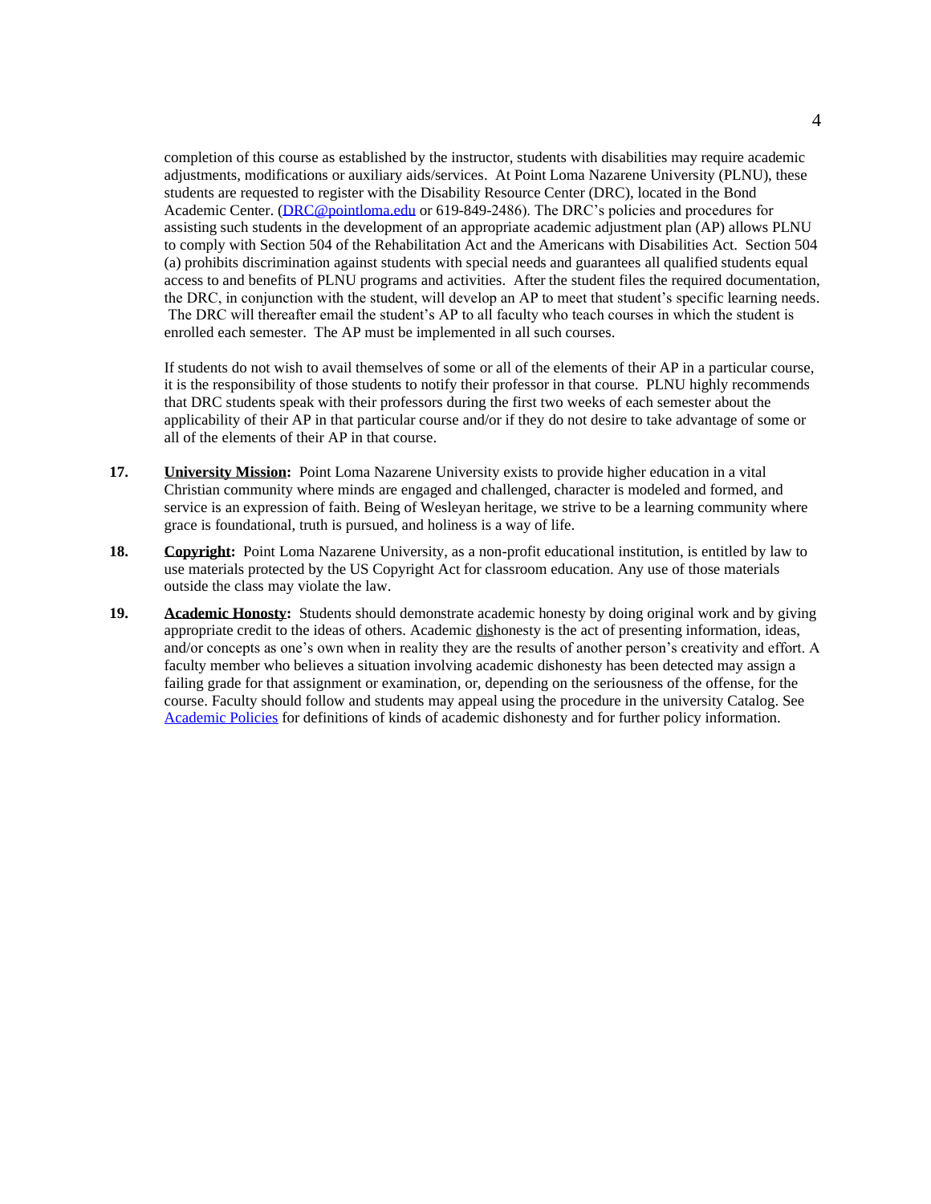completion of this course as established by the instructor, students with disabilities may require academic adjustments, modifications or auxiliary aids/services. At Point Loma Nazarene University (PLNU), these students are requested to register with the Disability Resource Center (DRC), located in the Bond Academic Center. ([DRC@pointloma.edu](mailto:DRC@pointloma.edu) or 619-849-2486). The DRC's policies and procedures for assisting such students in the development of an appropriate academic adjustment plan (AP) allows PLNU to comply with Section 504 of the Rehabilitation Act and the Americans with Disabilities Act. Section 504 (a) prohibits discrimination against students with special needs and guarantees all qualified students equal access to and benefits of PLNU programs and activities. After the student files the required documentation, the DRC, in conjunction with the student, will develop an AP to meet that student's specific learning needs. The DRC will thereafter email the student's AP to all faculty who teach courses in which the student is enrolled each semester. The AP must be implemented in all such courses.

If students do not wish to avail themselves of some or all of the elements of their AP in a particular course, it is the responsibility of those students to notify their professor in that course. PLNU highly recommends that DRC students speak with their professors during the first two weeks of each semester about the applicability of their AP in that particular course and/or if they do not desire to take advantage of some or all of the elements of their AP in that course.

17. **University Mission:** Point Loma Nazarene University exists to provide higher education in a vital Christian community where minds are engaged and challenged, character is modeled and formed, and service is an expression of faith. Being of Wesleyan heritage, we strive to be a learning community where grace is foundational, truth is pursued, and holiness is a way of life.

18. **Copyright:** Point Loma Nazarene University, as a non-profit educational institution, is entitled by law to use materials protected by the US Copyright Act for classroom education. Any use of those materials outside the class may violate the law.

19. **Academic Honosty:** Students should demonstrate academic honesty by doing original work and by giving appropriate credit to the ideas of others. Academic dishonesty is the act of presenting information, ideas, and/or concepts as one's own when in reality they are the results of another person's creativity and effort. A faculty member who believes a situation involving academic dishonesty has been detected may assign a failing grade for that assignment or examination, or, depending on the seriousness of the offense, for the course. Faculty should follow and students may appeal using the procedure in the university Catalog. See Academic Policies for definitions of kinds of academic dishonesty and for further policy information.